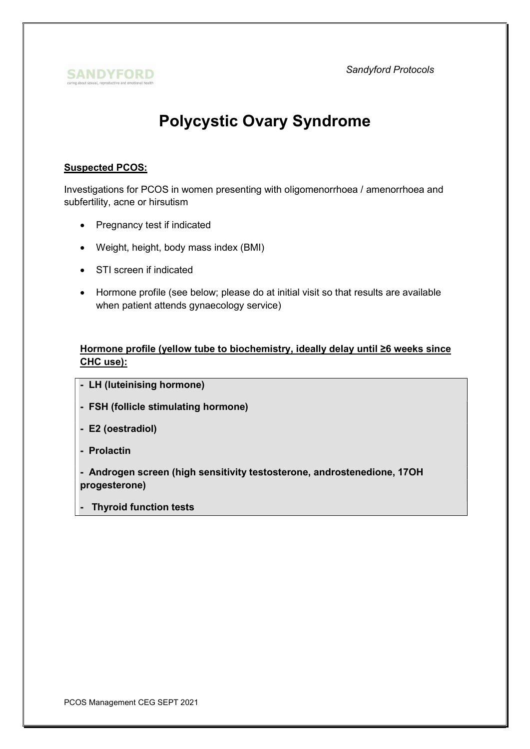# Polycystic Ovary Syndrome

**Suspected PCOS:**

Investigations for PCOS in women presenting with oligomenorrhoea / amenorrhoea and subfertility, acne or hirsutism

- Pregnancy test if indicated
- Weight, height, body mass index (BMI)
- STI screen if indicated
- Hormone profile (see below; please do at initial visit so that results are available when patient attends gynaecology service)

**Hormone profile (yellow tube to biochemistry, ideally delay until ≥6 weeks since CHC use):**

- **LH (luteinising hormone)**
- **FSH (follicle stimulating hormone)**
- **E2 (oestradiol)**
- **Prolactin**
- **Androgen screen (high sensitivity testosterone, androstenedione, 17OH progesterone)**
- **Thyroid function tests**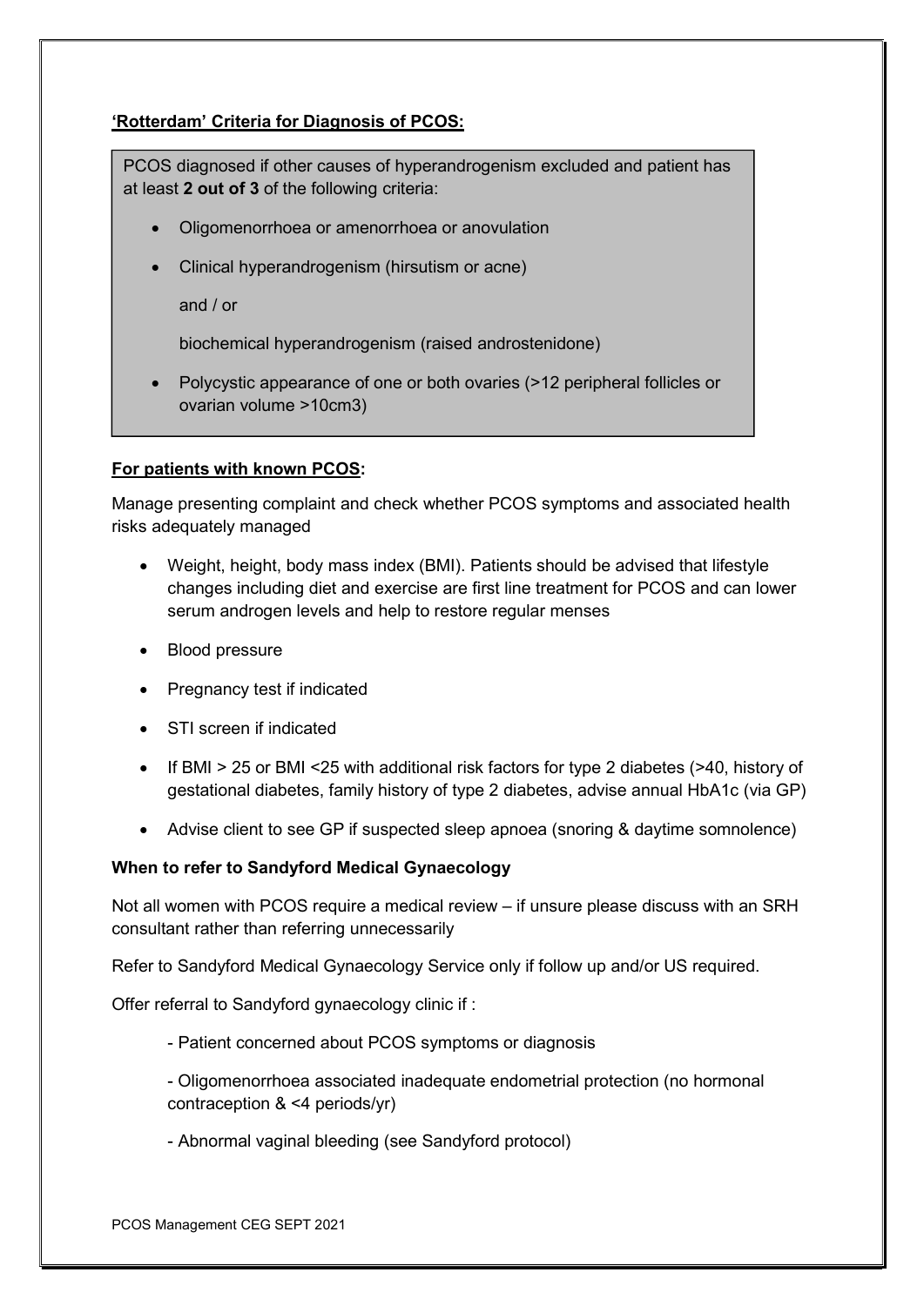**'Rotterdam' Criteria for Diagnosis of PCOS:**

PCOS diagnosed if other causes of hyperandrogenism excluded and patient has at least **2 out of 3** of the following criteria:

- Oligomenorrhoea or amenorrhoea or anovulation
- Clinical hyperandrogenism (hirsutism or acne)

  and / or

  biochemical hyperandrogenism (raised androstenidone)
- Polycystic appearance of one or both ovaries (>12 peripheral follicles or ovarian volume >10cm3)

**For patients with known PCOS:**

Manage presenting complaint and check whether PCOS symptoms and associated health risks adequately managed

- Weight, height, body mass index (BMI). Patients should be advised that lifestyle changes including diet and exercise are first line treatment for PCOS and can lower serum androgen levels and help to restore regular menses
- Blood pressure
- Pregnancy test if indicated
- STI screen if indicated
- If BMI > 25 or BMI <25 with additional risk factors for type 2 diabetes (>40, history of gestational diabetes, family history of type 2 diabetes, advise annual HbA1c (via GP)
- Advise client to see GP if suspected sleep apnoea (snoring & daytime somnolence)

**When to refer to Sandyford Medical Gynaecology**

Not all women with PCOS require a medical review – if unsure please discuss with an SRH consultant rather than referring unnecessarily

Refer to Sandyford Medical Gynaecology Service only if follow up and/or US required.

Offer referral to Sandyford gynaecology clinic if :

- Patient concerned about PCOS symptoms or diagnosis
- Oligomenorrhoea associated inadequate endometrial protection (no hormonal contraception & <4 periods/yr)
- Abnormal vaginal bleeding (see Sandyford protocol)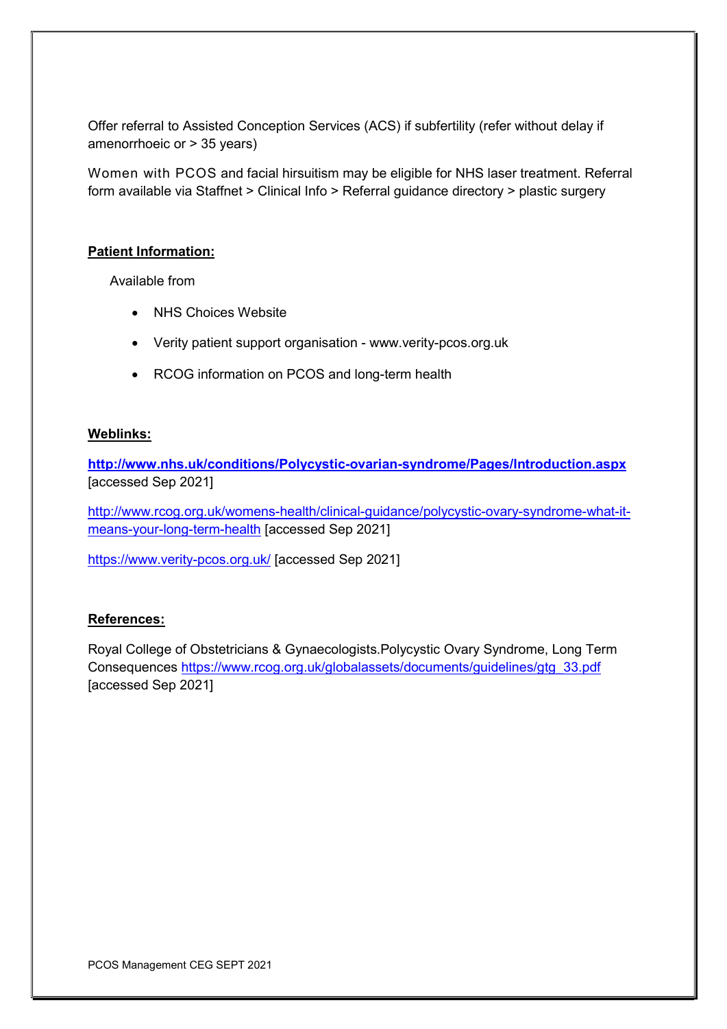Offer referral to Assisted Conception Services (ACS) if subfertility (refer without delay if amenorrhoeic or > 35 years)

Women with PCOS and facial hirsuitism may be eligible for NHS laser treatment. Referral form available via Staffnet > Clinical Info > Referral guidance directory > plastic surgery

**Patient Information:**

Available from

- NHS Choices Website
- Verity patient support organisation - www.verity-pcos.org.uk
- RCOG information on PCOS and long-term health

**Weblinks:**

**http://www.nhs.uk/conditions/Polycystic-ovarian-syndrome/Pages/Introduction.aspx** [accessed Sep 2021]

http://www.rcog.org.uk/womens-health/clinical-guidance/polycystic-ovary-syndrome-what-it-means-your-long-term-health [accessed Sep 2021]

https://www.verity-pcos.org.uk/ [accessed Sep 2021]

**References:**

Royal College of Obstetricians & Gynaecologists.Polycystic Ovary Syndrome, Long Term Consequences https://www.rcog.org.uk/globalassets/documents/guidelines/gtg_33.pdf [accessed Sep 2021]